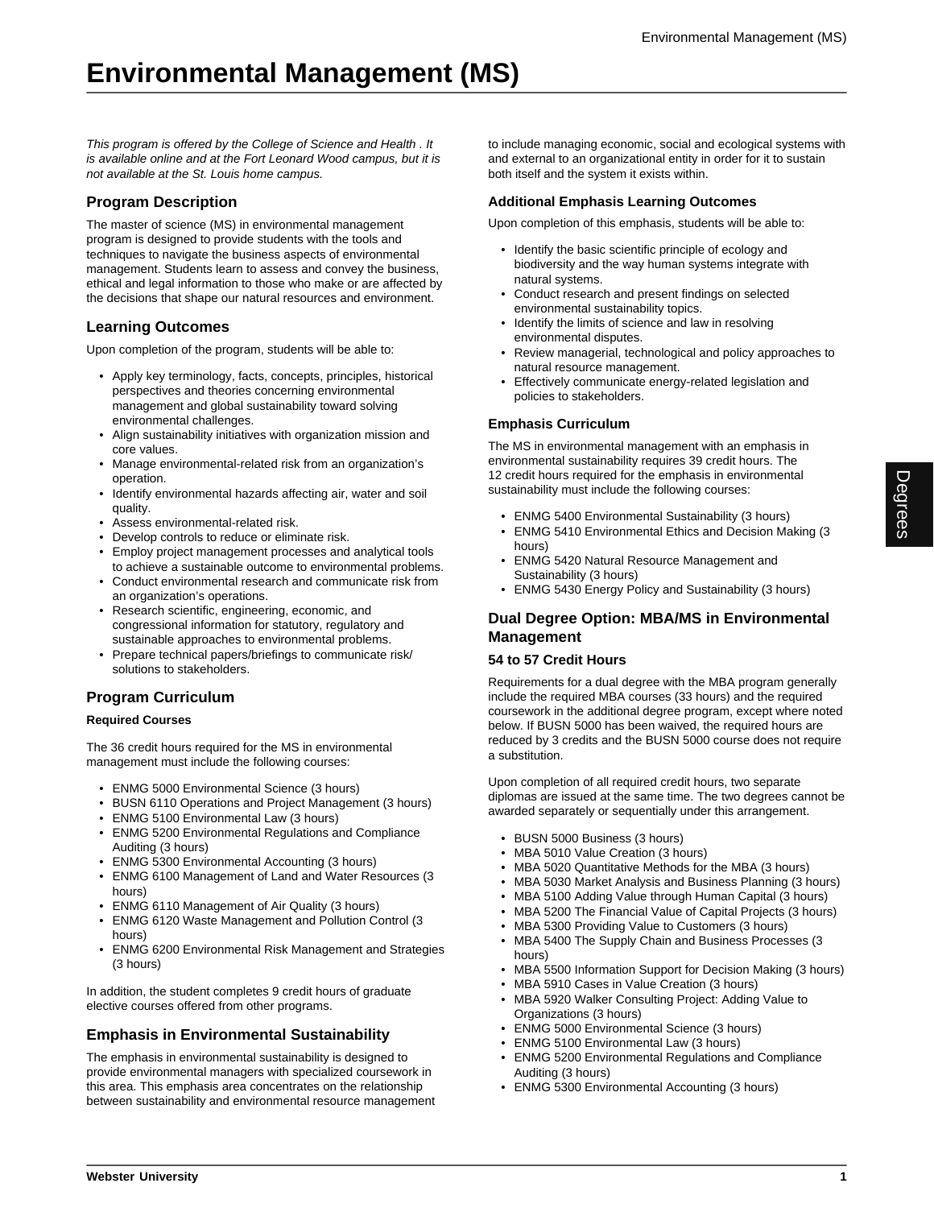# Environmental Management (MS)

*This program is offered by the College of Science and Health . It is available online and at the Fort Leonard Wood campus, but it is not available at the St. Louis home campus.*

## Program Description

The master of science (MS) in environmental management program is designed to provide students with the tools and techniques to navigate the business aspects of environmental management. Students learn to assess and convey the business, ethical and legal information to those who make or are affected by the decisions that shape our natural resources and environment.

## Learning Outcomes

Upon completion of the program, students will be able to:

- Apply key terminology, facts, concepts, principles, historical perspectives and theories concerning environmental management and global sustainability toward solving environmental challenges.
- Align sustainability initiatives with organization mission and core values.
- Manage environmental-related risk from an organization's operation.
- Identify environmental hazards affecting air, water and soil quality.
- Assess environmental-related risk.
- Develop controls to reduce or eliminate risk.
- Employ project management processes and analytical tools to achieve a sustainable outcome to environmental problems.
- Conduct environmental research and communicate risk from an organization's operations.
- Research scientific, engineering, economic, and congressional information for statutory, regulatory and sustainable approaches to environmental problems.
- Prepare technical papers/briefings to communicate risk/ solutions to stakeholders.

## Program Curriculum

### Required Courses

The 36 credit hours required for the MS in environmental management must include the following courses:

- ENMG 5000 Environmental Science (3 hours)
- BUSN 6110 Operations and Project Management (3 hours)
- ENMG 5100 Environmental Law (3 hours)
- ENMG 5200 Environmental Regulations and Compliance Auditing (3 hours)
- ENMG 5300 Environmental Accounting (3 hours)
- ENMG 6100 Management of Land and Water Resources (3 hours)
- ENMG 6110 Management of Air Quality (3 hours)
- ENMG 6120 Waste Management and Pollution Control (3 hours)
- ENMG 6200 Environmental Risk Management and Strategies (3 hours)

In addition, the student completes 9 credit hours of graduate elective courses offered from other programs.

## Emphasis in Environmental Sustainability

The emphasis in environmental sustainability is designed to provide environmental managers with specialized coursework in this area. This emphasis area concentrates on the relationship between sustainability and environmental resource management to include managing economic, social and ecological systems with and external to an organizational entity in order for it to sustain both itself and the system it exists within.

### Additional Emphasis Learning Outcomes

Upon completion of this emphasis, students will be able to:

- Identify the basic scientific principle of ecology and biodiversity and the way human systems integrate with natural systems.
- Conduct research and present findings on selected environmental sustainability topics.
- Identify the limits of science and law in resolving environmental disputes.
- Review managerial, technological and policy approaches to natural resource management.
- Effectively communicate energy-related legislation and policies to stakeholders.

### Emphasis Curriculum

The MS in environmental management with an emphasis in environmental sustainability requires 39 credit hours. The 12 credit hours required for the emphasis in environmental sustainability must include the following courses:

- ENMG 5400 Environmental Sustainability (3 hours)
- ENMG 5410 Environmental Ethics and Decision Making (3 hours)
- ENMG 5420 Natural Resource Management and Sustainability (3 hours)
- ENMG 5430 Energy Policy and Sustainability (3 hours)

## Dual Degree Option: MBA/MS in Environmental Management

### 54 to 57 Credit Hours

Requirements for a dual degree with the MBA program generally include the required MBA courses (33 hours) and the required coursework in the additional degree program, except where noted below. If BUSN 5000 has been waived, the required hours are reduced by 3 credits and the BUSN 5000 course does not require a substitution.

Upon completion of all required credit hours, two separate diplomas are issued at the same time. The two degrees cannot be awarded separately or sequentially under this arrangement.

- BUSN 5000 Business (3 hours)
- MBA 5010 Value Creation (3 hours)
- MBA 5020 Quantitative Methods for the MBA (3 hours)
- MBA 5030 Market Analysis and Business Planning (3 hours)
- MBA 5100 Adding Value through Human Capital (3 hours)
- MBA 5200 The Financial Value of Capital Projects (3 hours)
- MBA 5300 Providing Value to Customers (3 hours)
- MBA 5400 The Supply Chain and Business Processes (3 hours)
- MBA 5500 Information Support for Decision Making (3 hours)
- MBA 5910 Cases in Value Creation (3 hours)
- MBA 5920 Walker Consulting Project: Adding Value to Organizations (3 hours)
- ENMG 5000 Environmental Science (3 hours)
- ENMG 5100 Environmental Law (3 hours)
- ENMG 5200 Environmental Regulations and Compliance Auditing (3 hours)
- ENMG 5300 Environmental Accounting (3 hours)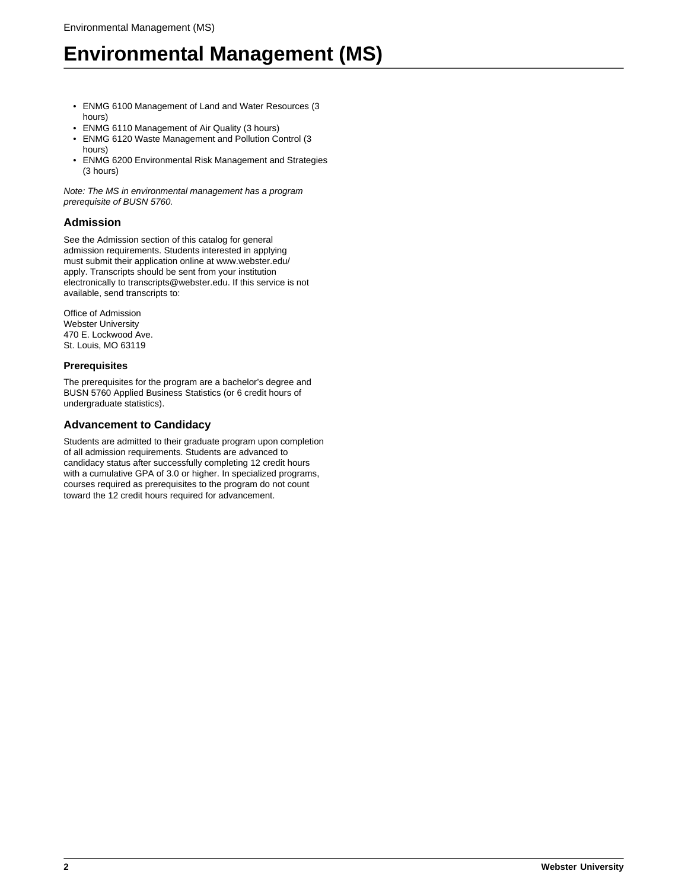- ENMG 6100 Management of Land and Water Resources (3 hours)
- ENMG 6110 Management of Air Quality (3 hours)
- ENMG 6120 Waste Management and Pollution Control (3 hours)
- ENMG 6200 Environmental Risk Management and Strategies (3 hours)

*Note: The MS in environmental management has a program prerequisite of BUSN 5760.*

## Admission

See the Admission section of this catalog for general admission requirements. Students interested in applying must submit their application online at www.webster.edu/apply. Transcripts should be sent from your institution electronically to transcripts@webster.edu. If this service is not available, send transcripts to:

Office of Admission
Webster University
470 E. Lockwood Ave.
St. Louis, MO 63119

### Prerequisites

The prerequisites for the program are a bachelor's degree and BUSN 5760 Applied Business Statistics (or 6 credit hours of undergraduate statistics).

## Advancement to Candidacy

Students are admitted to their graduate program upon completion of all admission requirements. Students are advanced to candidacy status after successfully completing 12 credit hours with a cumulative GPA of 3.0 or higher. In specialized programs, courses required as prerequisites to the program do not count toward the 12 credit hours required for advancement.